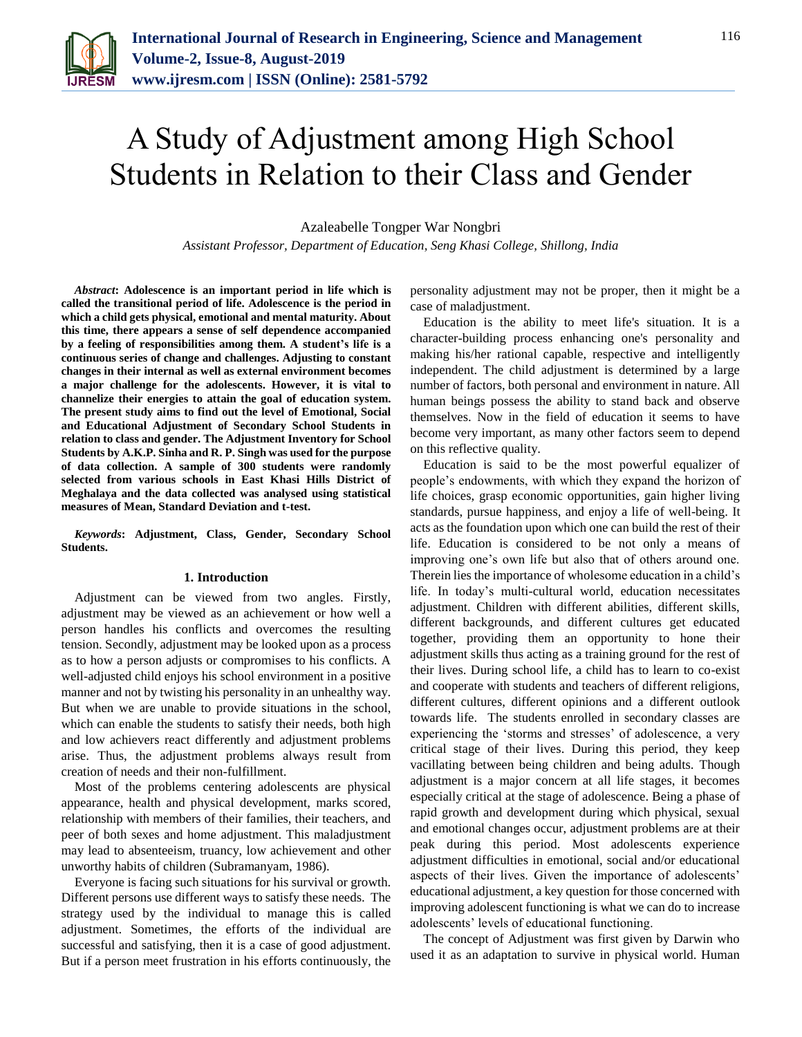# A Study of Adjustment among High School Students in Relation to their Class and Gender

Azaleabelle Tongper War Nongbri

*Assistant Professor, Department of Education, Seng Khasi College, Shillong, India*

***Abstract*: Adolescence is an important period in life which is called the transitional period of life. Adolescence is the period in which a child gets physical, emotional and mental maturity. About this time, there appears a sense of self dependence accompanied by a feeling of responsibilities among them. A student's life is a continuous series of change and challenges. Adjusting to constant changes in their internal as well as external environment becomes a major challenge for the adolescents. However, it is vital to channelize their energies to attain the goal of education system. The present study aims to find out the level of Emotional, Social and Educational Adjustment of Secondary School Students in relation to class and gender. The Adjustment Inventory for School Students by A.K.P. Sinha and R. P. Singh was used for the purpose of data collection. A sample of 300 students were randomly selected from various schools in East Khasi Hills District of Meghalaya and the data collected was analysed using statistical measures of Mean, Standard Deviation and t-test.**

***Keywords*: Adjustment, Class, Gender, Secondary School Students.**

## 1. Introduction

Adjustment can be viewed from two angles. Firstly, adjustment may be viewed as an achievement or how well a person handles his conflicts and overcomes the resulting tension. Secondly, adjustment may be looked upon as a process as to how a person adjusts or compromises to his conflicts. A well-adjusted child enjoys his school environment in a positive manner and not by twisting his personality in an unhealthy way. But when we are unable to provide situations in the school, which can enable the students to satisfy their needs, both high and low achievers react differently and adjustment problems arise. Thus, the adjustment problems always result from creation of needs and their non-fulfillment.

Most of the problems centering adolescents are physical appearance, health and physical development, marks scored, relationship with members of their families, their teachers, and peer of both sexes and home adjustment. This maladjustment may lead to absenteeism, truancy, low achievement and other unworthy habits of children (Subramanyam, 1986).

Everyone is facing such situations for his survival or growth. Different persons use different ways to satisfy these needs. The strategy used by the individual to manage this is called adjustment. Sometimes, the efforts of the individual are successful and satisfying, then it is a case of good adjustment. But if a person meet frustration in his efforts continuously, the personality adjustment may not be proper, then it might be a case of maladjustment.

Education is the ability to meet life's situation. It is a character-building process enhancing one's personality and making his/her rational capable, respective and intelligently independent. The child adjustment is determined by a large number of factors, both personal and environment in nature. All human beings possess the ability to stand back and observe themselves. Now in the field of education it seems to have become very important, as many other factors seem to depend on this reflective quality.

Education is said to be the most powerful equalizer of people's endowments, with which they expand the horizon of life choices, grasp economic opportunities, gain higher living standards, pursue happiness, and enjoy a life of well-being. It acts as the foundation upon which one can build the rest of their life. Education is considered to be not only a means of improving one's own life but also that of others around one. Therein lies the importance of wholesome education in a child's life. In today's multi-cultural world, education necessitates adjustment. Children with different abilities, different skills, different backgrounds, and different cultures get educated together, providing them an opportunity to hone their adjustment skills thus acting as a training ground for the rest of their lives. During school life, a child has to learn to co-exist and cooperate with students and teachers of different religions, different cultures, different opinions and a different outlook towards life. The students enrolled in secondary classes are experiencing the 'storms and stresses' of adolescence, a very critical stage of their lives. During this period, they keep vacillating between being children and being adults. Though adjustment is a major concern at all life stages, it becomes especially critical at the stage of adolescence. Being a phase of rapid growth and development during which physical, sexual and emotional changes occur, adjustment problems are at their peak during this period. Most adolescents experience adjustment difficulties in emotional, social and/or educational aspects of their lives. Given the importance of adolescents' educational adjustment, a key question for those concerned with improving adolescent functioning is what we can do to increase adolescents' levels of educational functioning.

The concept of Adjustment was first given by Darwin who used it as an adaptation to survive in physical world. Human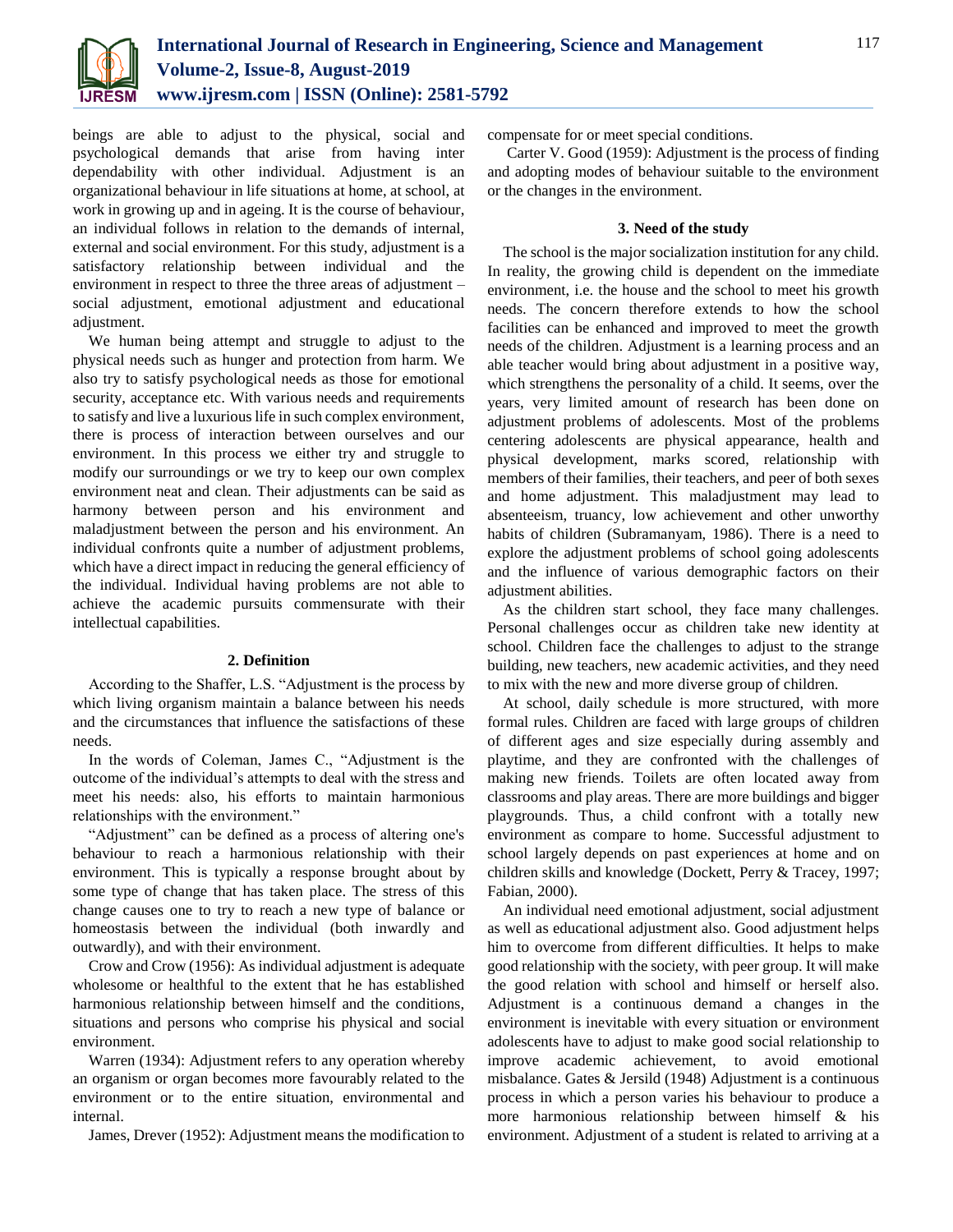beings are able to adjust to the physical, social and psychological demands that arise from having inter dependability with other individual. Adjustment is an organizational behaviour in life situations at home, at school, at work in growing up and in ageing. It is the course of behaviour, an individual follows in relation to the demands of internal, external and social environment. For this study, adjustment is a satisfactory relationship between individual and the environment in respect to three the three areas of adjustment – social adjustment, emotional adjustment and educational adjustment.

We human being attempt and struggle to adjust to the physical needs such as hunger and protection from harm. We also try to satisfy psychological needs as those for emotional security, acceptance etc. With various needs and requirements to satisfy and live a luxurious life in such complex environment, there is process of interaction between ourselves and our environment. In this process we either try and struggle to modify our surroundings or we try to keep our own complex environment neat and clean. Their adjustments can be said as harmony between person and his environment and maladjustment between the person and his environment. An individual confronts quite a number of adjustment problems, which have a direct impact in reducing the general efficiency of the individual. Individual having problems are not able to achieve the academic pursuits commensurate with their intellectual capabilities.

## 2. Definition

According to the Shaffer, L.S. "Adjustment is the process by which living organism maintain a balance between his needs and the circumstances that influence the satisfactions of these needs.

In the words of Coleman, James C., "Adjustment is the outcome of the individual's attempts to deal with the stress and meet his needs: also, his efforts to maintain harmonious relationships with the environment."

"Adjustment" can be defined as a process of altering one's behaviour to reach a harmonious relationship with their environment. This is typically a response brought about by some type of change that has taken place. The stress of this change causes one to try to reach a new type of balance or homeostasis between the individual (both inwardly and outwardly), and with their environment.

Crow and Crow (1956): As individual adjustment is adequate wholesome or healthful to the extent that he has established harmonious relationship between himself and the conditions, situations and persons who comprise his physical and social environment.

Warren (1934): Adjustment refers to any operation whereby an organism or organ becomes more favourably related to the environment or to the entire situation, environmental and internal.

James, Drever (1952): Adjustment means the modification to compensate for or meet special conditions.

Carter V. Good (1959): Adjustment is the process of finding and adopting modes of behaviour suitable to the environment or the changes in the environment.

## 3. Need of the study

The school is the major socialization institution for any child. In reality, the growing child is dependent on the immediate environment, i.e. the house and the school to meet his growth needs. The concern therefore extends to how the school facilities can be enhanced and improved to meet the growth needs of the children. Adjustment is a learning process and an able teacher would bring about adjustment in a positive way, which strengthens the personality of a child. It seems, over the years, very limited amount of research has been done on adjustment problems of adolescents. Most of the problems centering adolescents are physical appearance, health and physical development, marks scored, relationship with members of their families, their teachers, and peer of both sexes and home adjustment. This maladjustment may lead to absenteeism, truancy, low achievement and other unworthy habits of children (Subramanyam, 1986). There is a need to explore the adjustment problems of school going adolescents and the influence of various demographic factors on their adjustment abilities.

As the children start school, they face many challenges. Personal challenges occur as children take new identity at school. Children face the challenges to adjust to the strange building, new teachers, new academic activities, and they need to mix with the new and more diverse group of children.

At school, daily schedule is more structured, with more formal rules. Children are faced with large groups of children of different ages and size especially during assembly and playtime, and they are confronted with the challenges of making new friends. Toilets are often located away from classrooms and play areas. There are more buildings and bigger playgrounds. Thus, a child confront with a totally new environment as compare to home. Successful adjustment to school largely depends on past experiences at home and on children skills and knowledge (Dockett, Perry & Tracey, 1997; Fabian, 2000).

An individual need emotional adjustment, social adjustment as well as educational adjustment also. Good adjustment helps him to overcome from different difficulties. It helps to make good relationship with the society, with peer group. It will make the good relation with school and himself or herself also. Adjustment is a continuous demand a changes in the environment is inevitable with every situation or environment adolescents have to adjust to make good social relationship to improve academic achievement, to avoid emotional misbalance. Gates & Jersild (1948) Adjustment is a continuous process in which a person varies his behaviour to produce a more harmonious relationship between himself & his environment. Adjustment of a student is related to arriving at a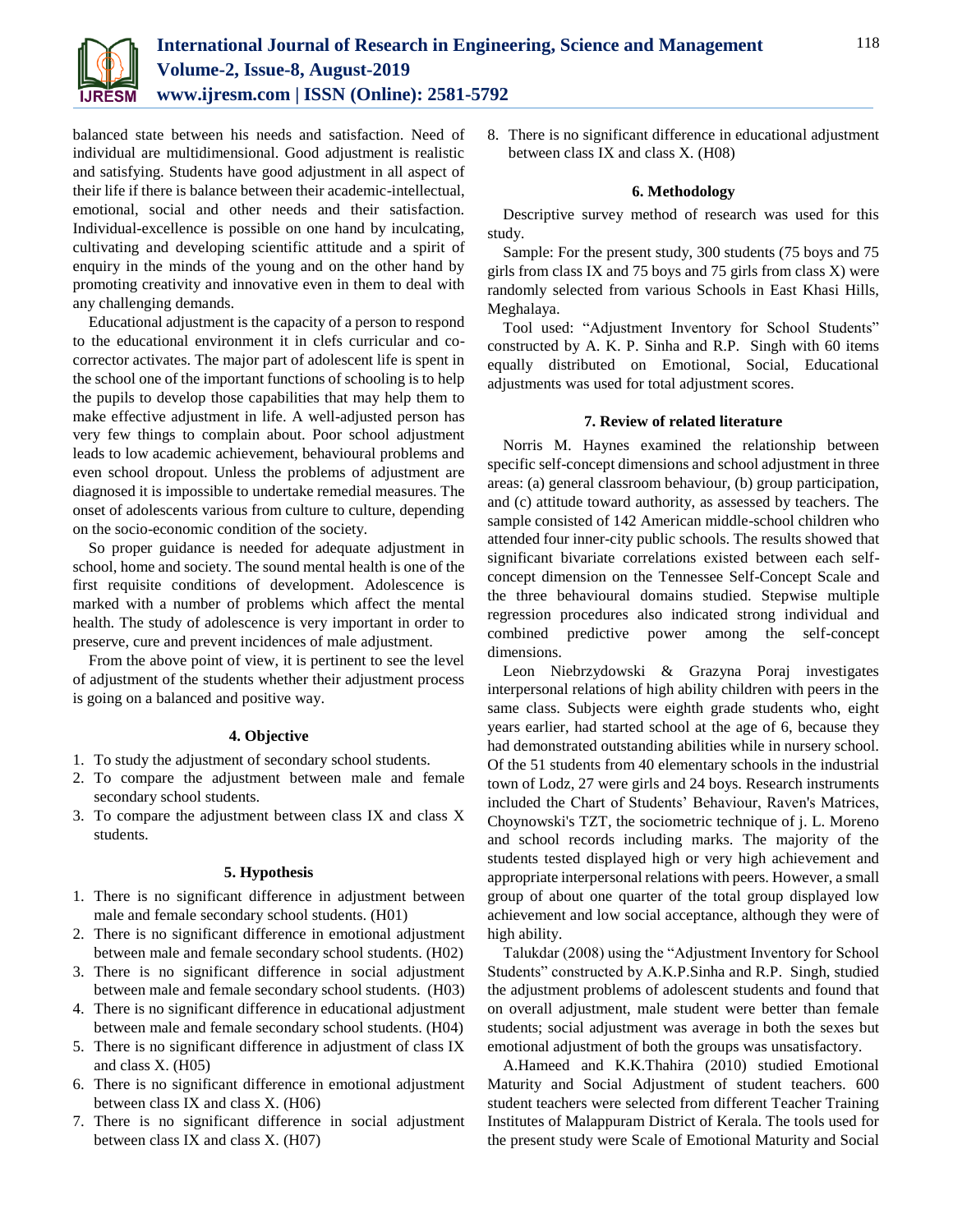balanced state between his needs and satisfaction. Need of individual are multidimensional. Good adjustment is realistic and satisfying. Students have good adjustment in all aspect of their life if there is balance between their academic-intellectual, emotional, social and other needs and their satisfaction. Individual-excellence is possible on one hand by inculcating, cultivating and developing scientific attitude and a spirit of enquiry in the minds of the young and on the other hand by promoting creativity and innovative even in them to deal with any challenging demands.

Educational adjustment is the capacity of a person to respond to the educational environment it in clefs curricular and co-corrector activates. The major part of adolescent life is spent in the school one of the important functions of schooling is to help the pupils to develop those capabilities that may help them to make effective adjustment in life. A well-adjusted person has very few things to complain about. Poor school adjustment leads to low academic achievement, behavioural problems and even school dropout. Unless the problems of adjustment are diagnosed it is impossible to undertake remedial measures. The onset of adolescents various from culture to culture, depending on the socio-economic condition of the society.

So proper guidance is needed for adequate adjustment in school, home and society. The sound mental health is one of the first requisite conditions of development. Adolescence is marked with a number of problems which affect the mental health. The study of adolescence is very important in order to preserve, cure and prevent incidences of male adjustment.

From the above point of view, it is pertinent to see the level of adjustment of the students whether their adjustment process is going on a balanced and positive way.

## 4. Objective

1. To study the adjustment of secondary school students.
2. To compare the adjustment between male and female secondary school students.
3. To compare the adjustment between class IX and class X students.

## 5. Hypothesis

1. There is no significant difference in adjustment between male and female secondary school students. (H01)
2. There is no significant difference in emotional adjustment between male and female secondary school students. (H02)
3. There is no significant difference in social adjustment between male and female secondary school students. (H03)
4. There is no significant difference in educational adjustment between male and female secondary school students. (H04)
5. There is no significant difference in adjustment of class IX and class X. (H05)
6. There is no significant difference in emotional adjustment between class IX and class X. (H06)
7. There is no significant difference in social adjustment between class IX and class X. (H07)
8. There is no significant difference in educational adjustment between class IX and class X. (H08)

## 6. Methodology

Descriptive survey method of research was used for this study.

Sample: For the present study, 300 students (75 boys and 75 girls from class IX and 75 boys and 75 girls from class X) were randomly selected from various Schools in East Khasi Hills, Meghalaya.

Tool used: "Adjustment Inventory for School Students" constructed by A. K. P. Sinha and R.P. Singh with 60 items equally distributed on Emotional, Social, Educational adjustments was used for total adjustment scores.

## 7. Review of related literature

Norris M. Haynes examined the relationship between specific self-concept dimensions and school adjustment in three areas: (a) general classroom behaviour, (b) group participation, and (c) attitude toward authority, as assessed by teachers. The sample consisted of 142 American middle-school children who attended four inner-city public schools. The results showed that significant bivariate correlations existed between each self-concept dimension on the Tennessee Self-Concept Scale and the three behavioural domains studied. Stepwise multiple regression procedures also indicated strong individual and combined predictive power among the self-concept dimensions.

Leon Niebrzydowski & Grazyna Poraj investigates interpersonal relations of high ability children with peers in the same class. Subjects were eighth grade students who, eight years earlier, had started school at the age of 6, because they had demonstrated outstanding abilities while in nursery school. Of the 51 students from 40 elementary schools in the industrial town of Lodz, 27 were girls and 24 boys. Research instruments included the Chart of Students' Behaviour, Raven's Matrices, Choynowski's TZT, the sociometric technique of j. L. Moreno and school records including marks. The majority of the students tested displayed high or very high achievement and appropriate interpersonal relations with peers. However, a small group of about one quarter of the total group displayed low achievement and low social acceptance, although they were of high ability.

Talukdar (2008) using the "Adjustment Inventory for School Students" constructed by A.K.P.Sinha and R.P. Singh, studied the adjustment problems of adolescent students and found that on overall adjustment, male student were better than female students; social adjustment was average in both the sexes but emotional adjustment of both the groups was unsatisfactory.

A.Hameed and K.K.Thahira (2010) studied Emotional Maturity and Social Adjustment of student teachers. 600 student teachers were selected from different Teacher Training Institutes of Malappuram District of Kerala. The tools used for the present study were Scale of Emotional Maturity and Social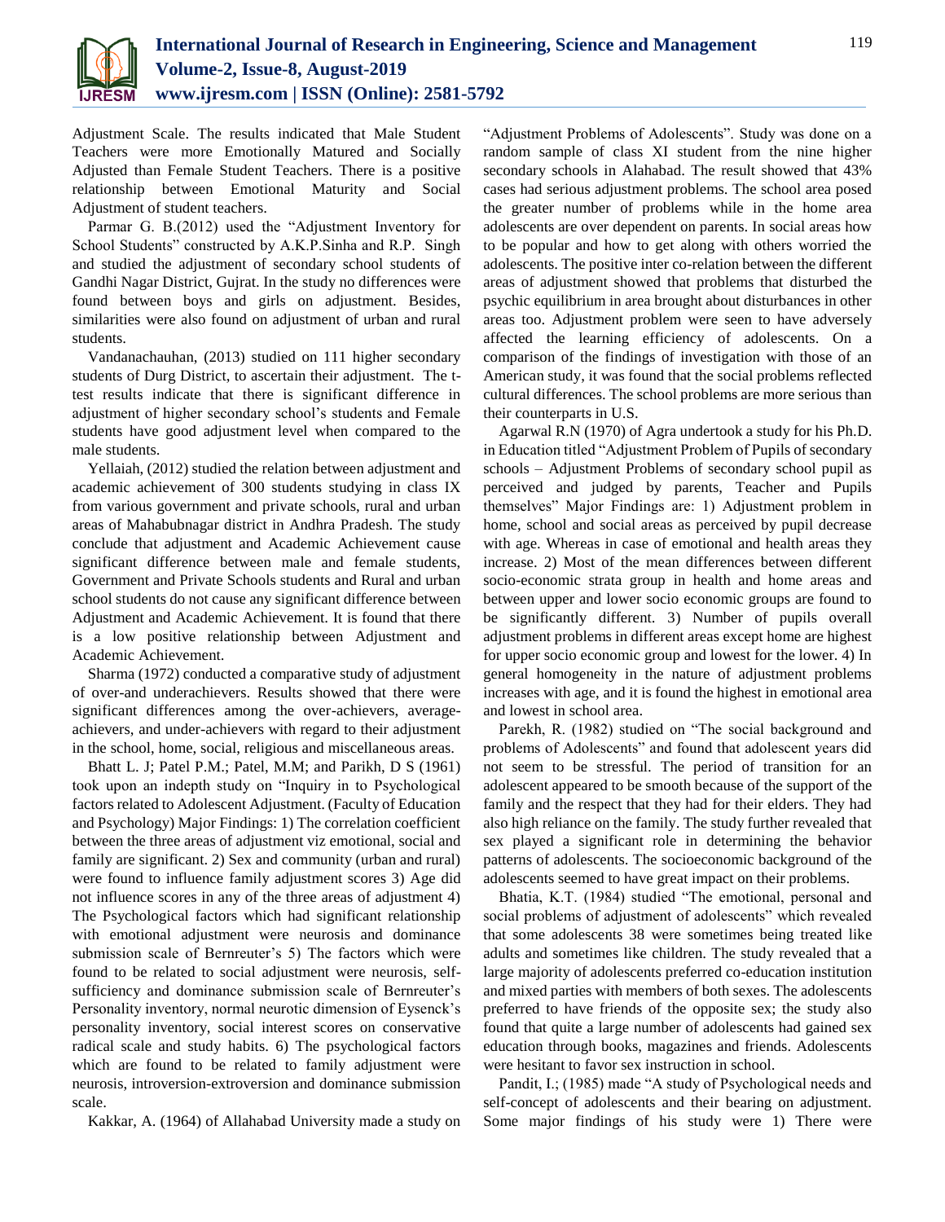Adjustment Scale. The results indicated that Male Student Teachers were more Emotionally Matured and Socially Adjusted than Female Student Teachers. There is a positive relationship between Emotional Maturity and Social Adjustment of student teachers.

Parmar G. B.(2012) used the "Adjustment Inventory for School Students" constructed by A.K.P.Sinha and R.P. Singh and studied the adjustment of secondary school students of Gandhi Nagar District, Gujrat. In the study no differences were found between boys and girls on adjustment. Besides, similarities were also found on adjustment of urban and rural students.

Vandanachauhan, (2013) studied on 111 higher secondary students of Durg District, to ascertain their adjustment. The t-test results indicate that there is significant difference in adjustment of higher secondary school's students and Female students have good adjustment level when compared to the male students.

Yellaiah, (2012) studied the relation between adjustment and academic achievement of 300 students studying in class IX from various government and private schools, rural and urban areas of Mahabubnagar district in Andhra Pradesh. The study conclude that adjustment and Academic Achievement cause significant difference between male and female students, Government and Private Schools students and Rural and urban school students do not cause any significant difference between Adjustment and Academic Achievement. It is found that there is a low positive relationship between Adjustment and Academic Achievement.

Sharma (1972) conducted a comparative study of adjustment of over-and underachievers. Results showed that there were significant differences among the over-achievers, average-achievers, and under-achievers with regard to their adjustment in the school, home, social, religious and miscellaneous areas.

Bhatt L. J; Patel P.M.; Patel, M.M; and Parikh, D S (1961) took upon an indepth study on "Inquiry in to Psychological factors related to Adolescent Adjustment. (Faculty of Education and Psychology) Major Findings: 1) The correlation coefficient between the three areas of adjustment viz emotional, social and family are significant. 2) Sex and community (urban and rural) were found to influence family adjustment scores 3) Age did not influence scores in any of the three areas of adjustment 4) The Psychological factors which had significant relationship with emotional adjustment were neurosis and dominance submission scale of Bernreuter's 5) The factors which were found to be related to social adjustment were neurosis, self-sufficiency and dominance submission scale of Bernreuter's Personality inventory, normal neurotic dimension of Eysenck's personality inventory, social interest scores on conservative radical scale and study habits. 6) The psychological factors which are found to be related to family adjustment were neurosis, introversion-extroversion and dominance submission scale.

Kakkar, A. (1964) of Allahabad University made a study on "Adjustment Problems of Adolescents". Study was done on a random sample of class XI student from the nine higher secondary schools in Alahabad. The result showed that 43% cases had serious adjustment problems. The school area posed the greater number of problems while in the home area adolescents are over dependent on parents. In social areas how to be popular and how to get along with others worried the adolescents. The positive inter co-relation between the different areas of adjustment showed that problems that disturbed the psychic equilibrium in area brought about disturbances in other areas too. Adjustment problem were seen to have adversely affected the learning efficiency of adolescents. On a comparison of the findings of investigation with those of an American study, it was found that the social problems reflected cultural differences. The school problems are more serious than their counterparts in U.S.

Agarwal R.N (1970) of Agra undertook a study for his Ph.D. in Education titled "Adjustment Problem of Pupils of secondary schools – Adjustment Problems of secondary school pupil as perceived and judged by parents, Teacher and Pupils themselves" Major Findings are: 1) Adjustment problem in home, school and social areas as perceived by pupil decrease with age. Whereas in case of emotional and health areas they increase. 2) Most of the mean differences between different socio-economic strata group in health and home areas and between upper and lower socio economic groups are found to be significantly different. 3) Number of pupils overall adjustment problems in different areas except home are highest for upper socio economic group and lowest for the lower. 4) In general homogeneity in the nature of adjustment problems increases with age, and it is found the highest in emotional area and lowest in school area.

Parekh, R. (1982) studied on "The social background and problems of Adolescents" and found that adolescent years did not seem to be stressful. The period of transition for an adolescent appeared to be smooth because of the support of the family and the respect that they had for their elders. They had also high reliance on the family. The study further revealed that sex played a significant role in determining the behavior patterns of adolescents. The socioeconomic background of the adolescents seemed to have great impact on their problems.

Bhatia, K.T. (1984) studied "The emotional, personal and social problems of adjustment of adolescents" which revealed that some adolescents 38 were sometimes being treated like adults and sometimes like children. The study revealed that a large majority of adolescents preferred co-education institution and mixed parties with members of both sexes. The adolescents preferred to have friends of the opposite sex; the study also found that quite a large number of adolescents had gained sex education through books, magazines and friends. Adolescents were hesitant to favor sex instruction in school.

Pandit, I.; (1985) made "A study of Psychological needs and self-concept of adolescents and their bearing on adjustment. Some major findings of his study were 1) There were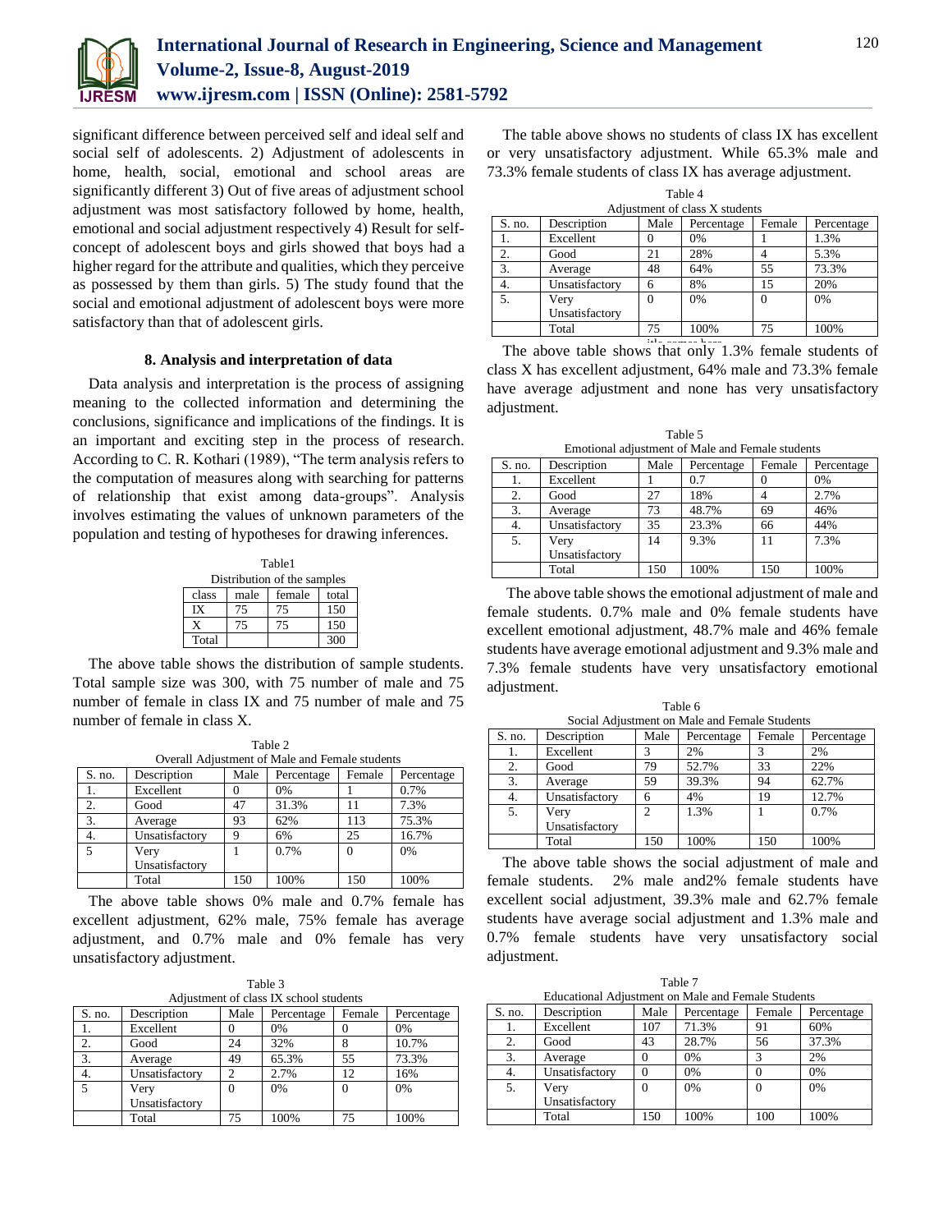significant difference between perceived self and ideal self and social self of adolescents. 2) Adjustment of adolescents in home, health, social, emotional and school areas are significantly different 3) Out of five areas of adjustment school adjustment was most satisfactory followed by home, health, emotional and social adjustment respectively 4) Result for self-concept of adolescent boys and girls showed that boys had a higher regard for the attribute and qualities, which they perceive as possessed by them than girls. 5) The study found that the social and emotional adjustment of adolescent boys were more satisfactory than that of adolescent girls.

## 8. Analysis and interpretation of data

Data analysis and interpretation is the process of assigning meaning to the collected information and determining the conclusions, significance and implications of the findings. It is an important and exciting step in the process of research. According to C. R. Kothari (1989), "The term analysis refers to the computation of measures along with searching for patterns of relationship that exist among data-groups". Analysis involves estimating the values of unknown parameters of the population and testing of hypotheses for drawing inferences.

Table1
Distribution of the samples

| class | male | female | total |
|---|---|---|---|
| IX | 75 | 75 | 150 |
| X | 75 | 75 | 150 |
| Total | | | 300 |

The above table shows the distribution of sample students. Total sample size was 300, with 75 number of male and 75 number of female in class IX and 75 number of male and 75 number of female in class X.

Table 2
Overall Adjustment of Male and Female students

| S. no. | Description | Male | Percentage | Female | Percentage |
|---|---|---|---|---|---|
| 1. | Excellent | 0 | 0% | 1 | 0.7% |
| 2. | Good | 47 | 31.3% | 11 | 7.3% |
| 3. | Average | 93 | 62% | 113 | 75.3% |
| 4. | Unsatisfactory | 9 | 6% | 25 | 16.7% |
| 5 | Very Unsatisfactory | 1 | 0.7% | 0 | 0% |
| | Total | 150 | 100% | 150 | 100% |

The above table shows 0% male and 0.7% female has excellent adjustment, 62% male, 75% female has average adjustment, and 0.7% male and 0% female has very unsatisfactory adjustment.

Table 3
Adjustment of class IX school students

| S. no. | Description | Male | Percentage | Female | Percentage |
|---|---|---|---|---|---|
| 1. | Excellent | 0 | 0% | 0 | 0% |
| 2. | Good | 24 | 32% | 8 | 10.7% |
| 3. | Average | 49 | 65.3% | 55 | 73.3% |
| 4. | Unsatisfactory | 2 | 2.7% | 12 | 16% |
| 5 | Very Unsatisfactory | 0 | 0% | 0 | 0% |
| | Total | 75 | 100% | 75 | 100% |

The table above shows no students of class IX has excellent or very unsatisfactory adjustment. While 65.3% male and 73.3% female students of class IX has average adjustment.

Table 4
Adjustment of class X students

| S. no. | Description | Male | Percentage | Female | Percentage |
|---|---|---|---|---|---|
| 1. | Excellent | 0 | 0% | 1 | 1.3% |
| 2. | Good | 21 | 28% | 4 | 5.3% |
| 3. | Average | 48 | 64% | 55 | 73.3% |
| 4. | Unsatisfactory | 6 | 8% | 15 | 20% |
| 5. | Very Unsatisfactory | 0 | 0% | 0 | 0% |
| | Total | 75 | 100% | 75 | 100% |

The above table shows that only 1.3% female students of class X has excellent adjustment, 64% male and 73.3% female have average adjustment and none has very unsatisfactory adjustment.

Table 5
Emotional adjustment of Male and Female students

| S. no. | Description | Male | Percentage | Female | Percentage |
|---|---|---|---|---|---|
| 1. | Excellent | 1 | 0.7 | 0 | 0% |
| 2. | Good | 27 | 18% | 4 | 2.7% |
| 3. | Average | 73 | 48.7% | 69 | 46% |
| 4. | Unsatisfactory | 35 | 23.3% | 66 | 44% |
| 5. | Very Unsatisfactory | 14 | 9.3% | 11 | 7.3% |
| | Total | 150 | 100% | 150 | 100% |

The above table shows the emotional adjustment of male and female students. 0.7% male and 0% female students have excellent emotional adjustment, 48.7% male and 46% female students have average emotional adjustment and 9.3% male and 7.3% female students have very unsatisfactory emotional adjustment.

Table 6
Social Adjustment on Male and Female Students

| S. no. | Description | Male | Percentage | Female | Percentage |
|---|---|---|---|---|---|
| 1. | Excellent | 3 | 2% | 3 | 2% |
| 2. | Good | 79 | 52.7% | 33 | 22% |
| 3. | Average | 59 | 39.3% | 94 | 62.7% |
| 4. | Unsatisfactory | 6 | 4% | 19 | 12.7% |
| 5. | Very Unsatisfactory | 2 | 1.3% | 1 | 0.7% |
| | Total | 150 | 100% | 150 | 100% |

The above table shows the social adjustment of male and female students. 2% male and2% female students have excellent social adjustment, 39.3% male and 62.7% female students have average social adjustment and 1.3% male and 0.7% female students have very unsatisfactory social adjustment.

Table 7
Educational Adjustment on Male and Female Students

| S. no. | Description | Male | Percentage | Female | Percentage |
|---|---|---|---|---|---|
| 1. | Excellent | 107 | 71.3% | 91 | 60% |
| 2. | Good | 43 | 28.7% | 56 | 37.3% |
| 3. | Average | 0 | 0% | 3 | 2% |
| 4. | Unsatisfactory | 0 | 0% | 0 | 0% |
| 5. | Very Unsatisfactory | 0 | 0% | 0 | 0% |
| | Total | 150 | 100% | 100 | 100% |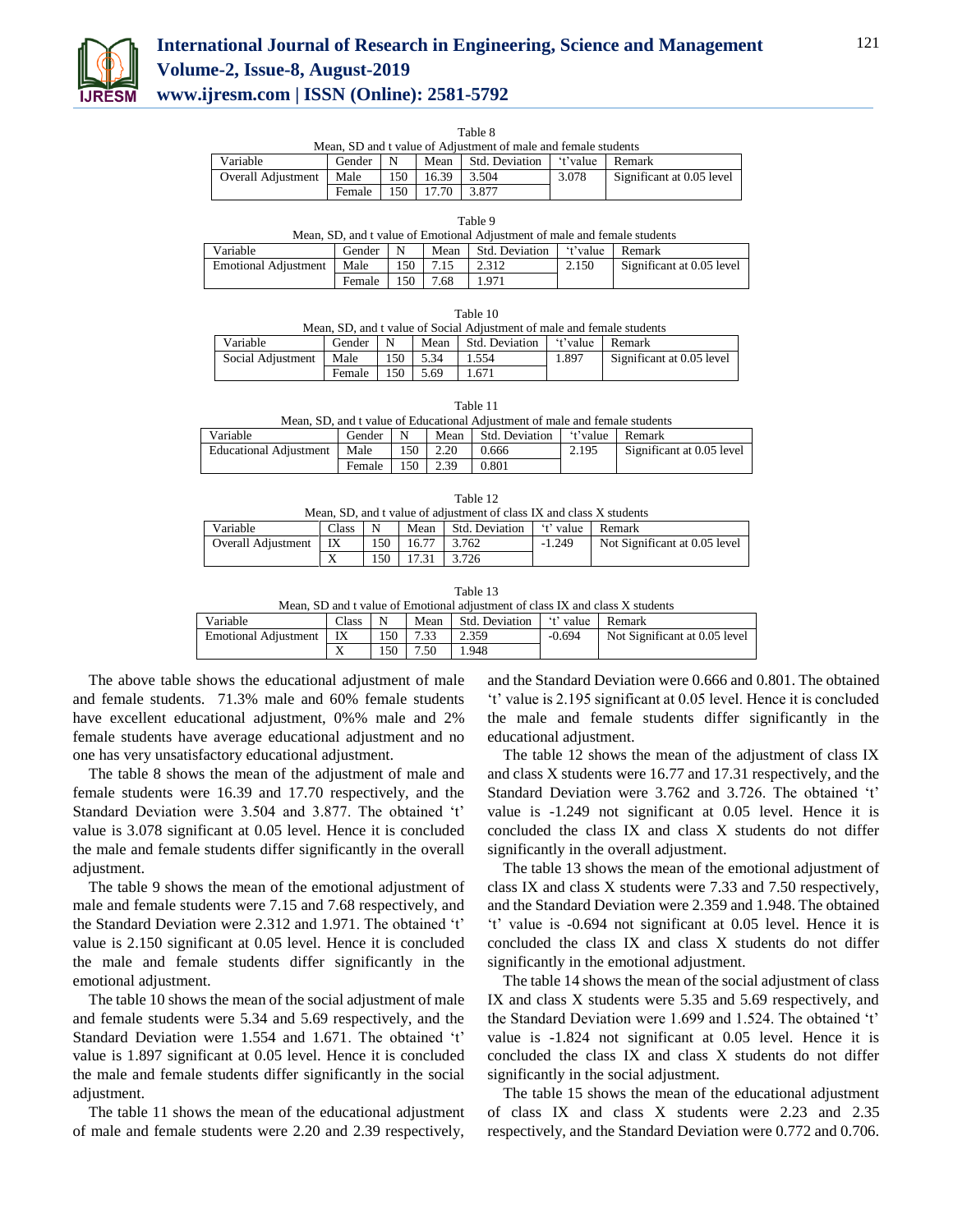Table 8

Mean, SD and t value of Adjustment of male and female students

| Variable | Gender | N | Mean | Std. Deviation | 't'value | Remark |
|---|---|---|---|---|---|---|
| Overall Adjustment | Male | 150 | 16.39 | 3.504 | 3.078 | Significant at 0.05 level |
| | Female | 150 | 17.70 | 3.877 | | |

Table 9

Mean, SD, and t value of Emotional Adjustment of male and female students

| Variable | Gender | N | Mean | Std. Deviation | 't'value | Remark |
|---|---|---|---|---|---|---|
| Emotional Adjustment | Male | 150 | 7.15 | 2.312 | 2.150 | Significant at 0.05 level |
| | Female | 150 | 7.68 | 1.971 | | |

Table 10

Mean, SD, and t value of Social Adjustment of male and female students

| Variable | Gender | N | Mean | Std. Deviation | 't'value | Remark |
|---|---|---|---|---|---|---|
| Social Adjustment | Male | 150 | 5.34 | 1.554 | 1.897 | Significant at 0.05 level |
| | Female | 150 | 5.69 | 1.671 | | |

Table 11

Mean, SD, and t value of Educational Adjustment of male and female students

| Variable | Gender | N | Mean | Std. Deviation | 't'value | Remark |
|---|---|---|---|---|---|---|
| Educational Adjustment | Male | 150 | 2.20 | 0.666 | 2.195 | Significant at 0.05 level |
| | Female | 150 | 2.39 | 0.801 | | |

Table 12

Mean, SD, and t value of adjustment of class IX and class X students

| Variable | Class | N | Mean | Std. Deviation | 't' value | Remark |
|---|---|---|---|---|---|---|
| Overall Adjustment | IX | 150 | 16.77 | 3.762 | -1.249 | Not Significant at 0.05 level |
| | X | 150 | 17.31 | 3.726 | | |

Table 13

Mean, SD and t value of Emotional adjustment of class IX and class X students

| Variable | Class | N | Mean | Std. Deviation | 't' value | Remark |
|---|---|---|---|---|---|---|
| Emotional Adjustment | IX | 150 | 7.33 | 2.359 | -0.694 | Not Significant at 0.05 level |
| | X | 150 | 7.50 | 1.948 | | |

The above table shows the educational adjustment of male and female students. 71.3% male and 60% female students have excellent educational adjustment, 0%% male and 2% female students have average educational adjustment and no one has very unsatisfactory educational adjustment.

The table 8 shows the mean of the adjustment of male and female students were 16.39 and 17.70 respectively, and the Standard Deviation were 3.504 and 3.877. The obtained 't' value is 3.078 significant at 0.05 level. Hence it is concluded the male and female students differ significantly in the overall adjustment.

The table 9 shows the mean of the emotional adjustment of male and female students were 7.15 and 7.68 respectively, and the Standard Deviation were 2.312 and 1.971. The obtained 't' value is 2.150 significant at 0.05 level. Hence it is concluded the male and female students differ significantly in the emotional adjustment.

The table 10 shows the mean of the social adjustment of male and female students were 5.34 and 5.69 respectively, and the Standard Deviation were 1.554 and 1.671. The obtained 't' value is 1.897 significant at 0.05 level. Hence it is concluded the male and female students differ significantly in the social adjustment.

The table 11 shows the mean of the educational adjustment of male and female students were 2.20 and 2.39 respectively, and the Standard Deviation were 0.666 and 0.801. The obtained 't' value is 2.195 significant at 0.05 level. Hence it is concluded the male and female students differ significantly in the educational adjustment.

The table 12 shows the mean of the adjustment of class IX and class X students were 16.77 and 17.31 respectively, and the Standard Deviation were 3.762 and 3.726. The obtained 't' value is -1.249 not significant at 0.05 level. Hence it is concluded the class IX and class X students do not differ significantly in the overall adjustment.

The table 13 shows the mean of the emotional adjustment of class IX and class X students were 7.33 and 7.50 respectively, and the Standard Deviation were 2.359 and 1.948. The obtained 't' value is -0.694 not significant at 0.05 level. Hence it is concluded the class IX and class X students do not differ significantly in the emotional adjustment.

The table 14 shows the mean of the social adjustment of class IX and class X students were 5.35 and 5.69 respectively, and the Standard Deviation were 1.699 and 1.524. The obtained 't' value is -1.824 not significant at 0.05 level. Hence it is concluded the class IX and class X students do not differ significantly in the social adjustment.

The table 15 shows the mean of the educational adjustment of class IX and class X students were 2.23 and 2.35 respectively, and the Standard Deviation were 0.772 and 0.706.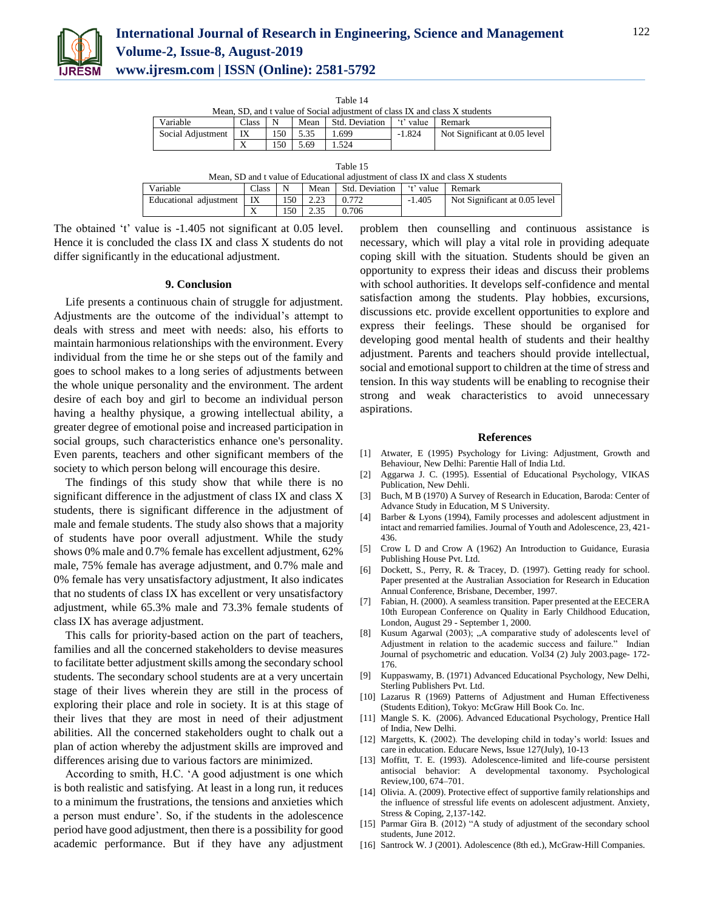Table 14

Mean, SD, and t value of Social adjustment of class IX and class X students

| Variable | Class | N | Mean | Std. Deviation | 't' value | Remark |
|---|---|---|---|---|---|---|
| Social Adjustment | IX | 150 | 5.35 | 1.699 | -1.824 | Not Significant at 0.05 level |
| | X | 150 | 5.69 | 1.524 | | |

Table 15

Mean, SD and t value of Educational adjustment of class IX and class X students

| Variable | Class | N | Mean | Std. Deviation | 't' value | Remark |
|---|---|---|---|---|---|---|
| Educational adjustment | IX | 150 | 2.23 | 0.772 | -1.405 | Not Significant at 0.05 level |
| | X | 150 | 2.35 | 0.706 | | |

The obtained 't' value is -1.405 not significant at 0.05 level. Hence it is concluded the class IX and class X students do not differ significantly in the educational adjustment.

## 9. Conclusion

Life presents a continuous chain of struggle for adjustment. Adjustments are the outcome of the individual's attempt to deals with stress and meet with needs: also, his efforts to maintain harmonious relationships with the environment. Every individual from the time he or she steps out of the family and goes to school makes to a long series of adjustments between the whole unique personality and the environment. The ardent desire of each boy and girl to become an individual person having a healthy physique, a growing intellectual ability, a greater degree of emotional poise and increased participation in social groups, such characteristics enhance one's personality. Even parents, teachers and other significant members of the society to which person belong will encourage this desire.

The findings of this study show that while there is no significant difference in the adjustment of class IX and class X students, there is significant difference in the adjustment of male and female students. The study also shows that a majority of students have poor overall adjustment. While the study shows 0% male and 0.7% female has excellent adjustment, 62% male, 75% female has average adjustment, and 0.7% male and 0% female has very unsatisfactory adjustment, It also indicates that no students of class IX has excellent or very unsatisfactory adjustment, while 65.3% male and 73.3% female students of class IX has average adjustment.

This calls for priority-based action on the part of teachers, families and all the concerned stakeholders to devise measures to facilitate better adjustment skills among the secondary school students. The secondary school students are at a very uncertain stage of their lives wherein they are still in the process of exploring their place and role in society. It is at this stage of their lives that they are most in need of their adjustment abilities. All the concerned stakeholders ought to chalk out a plan of action whereby the adjustment skills are improved and differences arising due to various factors are minimized.

According to smith, H.C. 'A good adjustment is one which is both realistic and satisfying. At least in a long run, it reduces to a minimum the frustrations, the tensions and anxieties which a person must endure'. So, if the students in the adolescence period have good adjustment, then there is a possibility for good academic performance. But if they have any adjustment problem then counselling and continuous assistance is necessary, which will play a vital role in providing adequate coping skill with the situation. Students should be given an opportunity to express their ideas and discuss their problems with school authorities. It develops self-confidence and mental satisfaction among the students. Play hobbies, excursions, discussions etc. provide excellent opportunities to explore and express their feelings. These should be organised for developing good mental health of students and their healthy adjustment. Parents and teachers should provide intellectual, social and emotional support to children at the time of stress and tension. In this way students will be enabling to recognise their strong and weak characteristics to avoid unnecessary aspirations.

## References

[1] Atwater, E (1995) Psychology for Living: Adjustment, Growth and Behaviour, New Delhi: Parentie Hall of India Ltd.
[2] Aggarwa J. C. (1995). Essential of Educational Psychology, VIKAS Publication, New Dehli.
[3] Buch, M B (1970) A Survey of Research in Education, Baroda: Center of Advance Study in Education, M S University.
[4] Barber & Lyons (1994), Family processes and adolescent adjustment in intact and remarried families. Journal of Youth and Adolescence, 23, 421-436.
[5] Crow L D and Crow A (1962) An Introduction to Guidance, Eurasia Publishing House Pvt. Ltd.
[6] Dockett, S., Perry, R. & Tracey, D. (1997). Getting ready for school. Paper presented at the Australian Association for Research in Education Annual Conference, Brisbane, December, 1997.
[7] Fabian, H. (2000). A seamless transition. Paper presented at the EECERA 10th European Conference on Quality in Early Childhood Education, London, August 29 - September 1, 2000.
[8] Kusum Agarwal (2003); „A comparative study of adolescents level of Adjustment in relation to the academic success and failure." Indian Journal of psychometric and education. Vol34 (2) July 2003.page- 172-176.
[9] Kuppaswamy, B. (1971) Advanced Educational Psychology, New Delhi, Sterling Publishers Pvt. Ltd.
[10] Lazarus R (1969) Patterns of Adjustment and Human Effectiveness (Students Edition), Tokyo: McGraw Hill Book Co. Inc.
[11] Mangle S. K. (2006). Advanced Educational Psychology, Prentice Hall of India, New Delhi.
[12] Margetts, K. (2002). The developing child in today's world: Issues and care in education. Educare News, Issue 127(July), 10-13
[13] Moffitt, T. E. (1993). Adolescence-limited and life-course persistent antisocial behavior: A developmental taxonomy. Psychological Review,100, 674–701.
[14] Olivia. A. (2009). Protective effect of supportive family relationships and the influence of stressful life events on adolescent adjustment. Anxiety, Stress & Coping, 2,137-142.
[15] Parmar Gira B. (2012) "A study of adjustment of the secondary school students, June 2012.
[16] Santrock W. J (2001). Adolescence (8th ed.), McGraw-Hill Companies.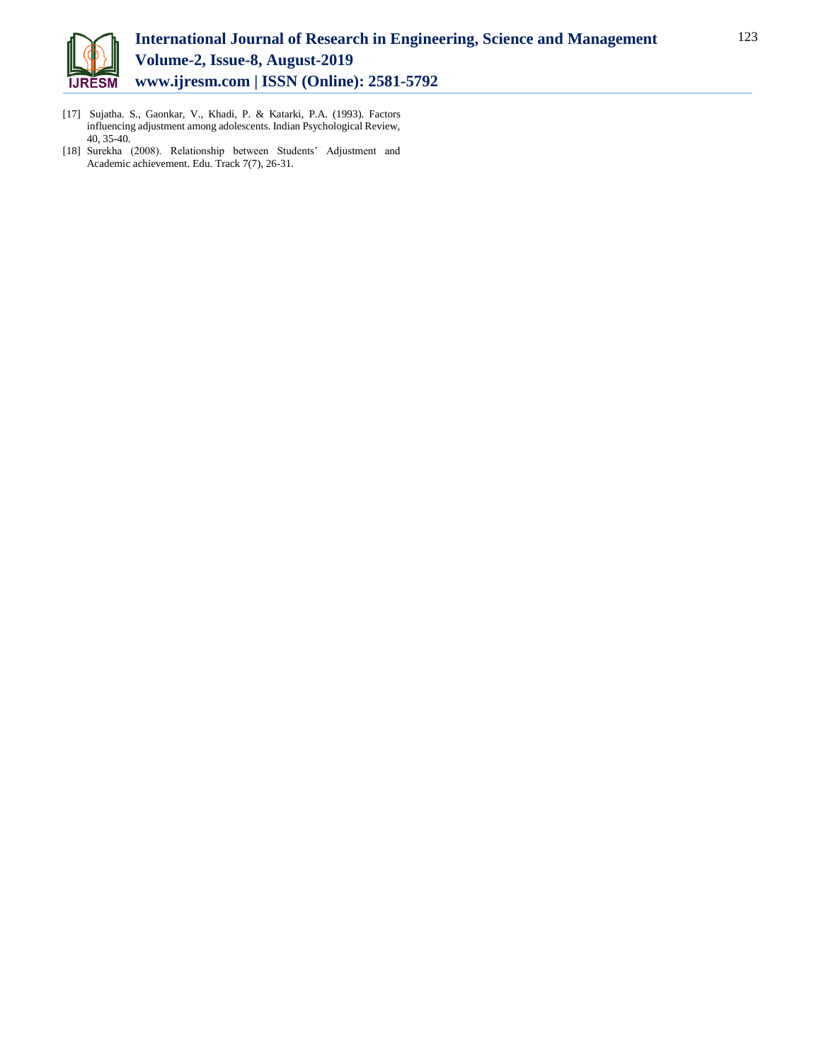[17] Sujatha. S., Gaonkar, V., Khadi, P. & Katarki, P.A. (1993). Factors influencing adjustment among adolescents. Indian Psychological Review, 40, 35-40.

[18] Surekha (2008). Relationship between Students' Adjustment and Academic achievement. Edu. Track 7(7), 26-31.